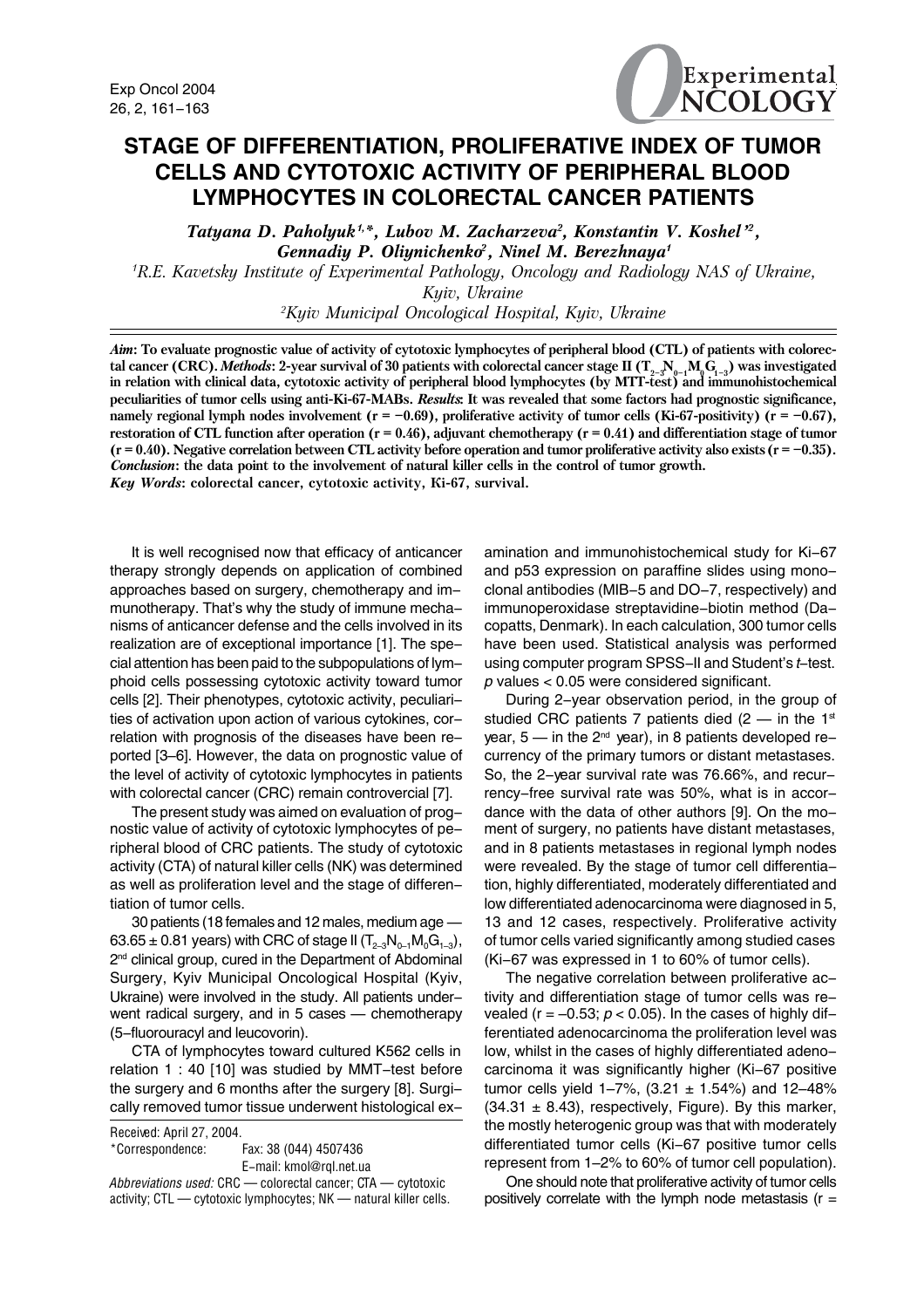# STAGE OF DIFFERENTIATION, PROLIFERATIVE INDEX OF TUMOR CELLS AND CYTOTOXIC ACTIVITY OF PERIPHERAL BLOOD LYMPHOCYTES IN COLORECTAL CANCER PATIENTS

*Tatyana D. Paholyuk[1,*], Lubov M. Zacharzeva[2], Konstantin V. Koshel'[2], Gennadiy P. Oliynichenko[2], Ninel M. Berezhnaya[1]*

[1]R.E. Kavetsky Institute of Experimental Pathology, Oncology and Radiology NAS of Ukraine, Kyiv, Ukraine

[2]Kyiv Municipal Oncological Hospital, Kyiv, Ukraine

***Aim*: To evaluate prognostic value of activity of cytotoxic lymphocytes of peripheral blood (CTL) of patients with colorectal cancer (CRC). *Methods*: 2-year survival of 30 patients with colorectal cancer stage II ($T_{2-3}N_{0-1}M_0G_{1-3}$) was investigated in relation with clinical data, cytotoxic activity of peripheral blood lymphocytes (by MTT-test) and immunohistochemical peculiarities of tumor cells using anti-Ki-67-MABs. *Results*: It was revealed that some factors had prognostic significance, namely regional lymph nodes involvement (r = −0.69), proliferative activity of tumor cells (Ki-67-positivity) (r = −0.67), restoration of CTL function after operation (r = 0.46), adjuvant chemotherapy (r = 0.41) and differentiation stage of tumor (r = 0.40). Negative correlation between CTL activity before operation and tumor proliferative activity also exists (r = −0.35). *Conclusion*: the data point to the involvement of natural killer cells in the control of tumor growth.**

***Key Words*: colorectal cancer, cytotoxic activity, Ki-67, survival.**

It is well recognised now that efficacy of anticancer therapy strongly depends on application of combined approaches based on surgery, chemotherapy and immunotherapy. That's why the study of immune mechanisms of anticancer defense and the cells involved in its realization are of exceptional importance [1]. The special attention has been paid to the subpopulations of lymphoid cells possessing cytotoxic activity toward tumor cells [2]. Their phenotypes, cytotoxic activity, peculiarities of activation upon action of various cytokines, correlation with prognosis of the diseases have been reported [3–6]. However, the data on prognostic value of the level of activity of cytotoxic lymphocytes in patients with colorectal cancer (CRC) remain controvercial [7].

The present study was aimed on evaluation of prognostic value of activity of cytotoxic lymphocytes of peripheral blood of CRC patients. The study of cytotoxic activity (CTA) of natural killer cells (NK) was determined as well as proliferation level and the stage of differentiation of tumor cells.

30 patients (18 females and 12 males, medium age — 63.65 ± 0.81 years) with CRC of stage II ($T_{2-3}N_{0-1}M_0G_{1-3}$), 2[nd] clinical group, cured in the Department of Abdominal Surgery, Kyiv Municipal Oncological Hospital (Kyiv, Ukraine) were involved in the study. All patients underwent radical surgery, and in 5 cases — chemotherapy (5-fluorouracyl and leucovorin).

CTA of lymphocytes toward cultured K562 cells in relation 1 : 40 [10] was studied by MMT-test before the surgery and 6 months after the surgery [8]. Surgically removed tumor tissue underwent histological examination and immunohistochemical study for Ki-67 and p53 expression on paraffin slides using monoclonal antibodies (MIB-5 and DO-7, respectively) and immunoperoxidase streptavidine-biotin method (Dacopatts, Denmark). In each calculation, 300 tumor cells have been used. Statistical analysis was performed using computer program SPSS-II and Student's *t*-test. *p* values < 0.05 were considered significant.

During 2-year observation period, in the group of studied CRC patients 7 patients died (2 — in the 1[st] year, 5 — in the 2[nd] year), in 8 patients developed recurrency of the primary tumors or distant metastases. So, the 2-year survival rate was 76.66%, and recurrency-free survival rate was 50%, what is in accordance with the data of other authors [9]. On the moment of surgery, no patients have distant metastases, and in 8 patients metastases in regional lymph nodes were revealed. By the stage of tumor cell differentiation, highly differentiated, moderately differentiated and low differentiated adenocarcinoma were diagnosed in 5, 13 and 12 cases, respectively. Proliferative activity of tumor cells varied significantly among studied cases (Ki-67 was expressed in 1 to 60% of tumor cells).

The negative correlation between proliferative activity and differentiation stage of tumor cells was revealed (r = –0.53; $p < 0.05$). In the cases of highly differentiated adenocarcinoma the proliferation level was low, whilst in the cases of highly differentiated adenocarcinoma it was significantly higher (Ki-67 positive tumor cells yield 1–7%, (3.21 ± 1.54%) and 12–48% (34.31 ± 8.43), respectively, Figure). By this marker, the mostly heterogenic group was that with moderately differentiated tumor cells (Ki-67 positive tumor cells represent from 1–2% to 60% of tumor cell population).

One should note that proliferative activity of tumor cells positively correlate with the lymph node metastasis (r =

Received: April 27, 2004.
*Correspondence: Fax: 38 (044) 4507436
E-mail: kmol@rql.net.ua
*Abbreviations used:* CRC — colorectal cancer; CTA — cytotoxic activity; CTL — cytotoxic lymphocytes; NK — natural killer cells.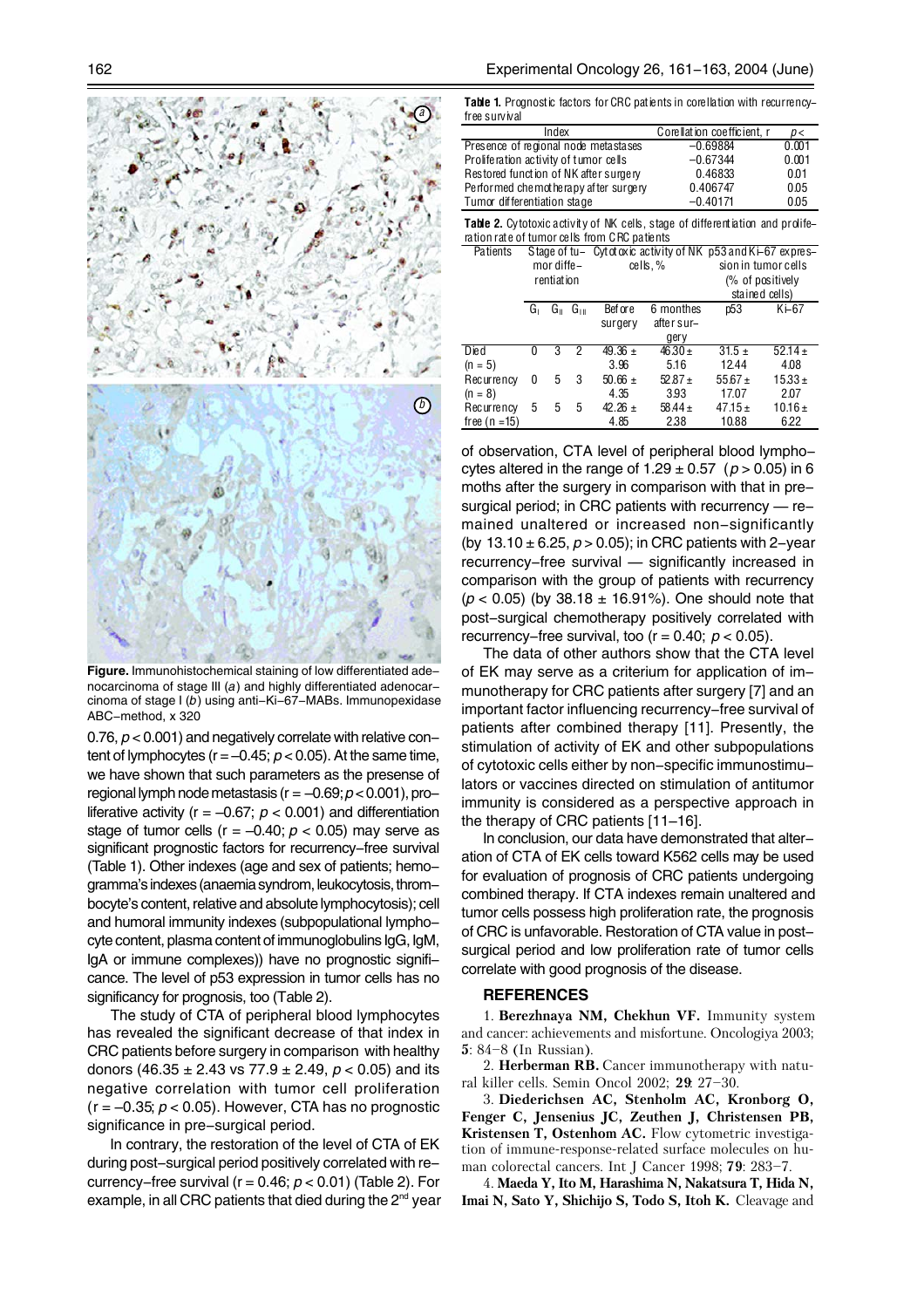**Figure.** Immunohistochemical staining of low differentiated adenocarcinoma of stage III (*a*) and highly differentiated adenocarcinoma of stage I (*b*) using anti–Ki–67–MABs. Immunopexidase ABC–method, x 320

0.76, $p < 0.001$) and negatively correlate with relative content of lymphocytes ($r = -0.45$; $p < 0.05$). At the same time, we have shown that such parameters as the presense of regional lymph node metastasis ($r = -0.69$; $p < 0.001$), proliferative activity ($r = -0.67$; $p < 0.001$) and differentiation stage of tumor cells ($r = -0.40$; $p < 0.05$) may serve as significant prognostic factors for recurrency–free survival (Table 1). Other indexes (age and sex of patients; hemogramma's indexes (anaemia syndrom, leukocytosis, thrombocyte's content, relative and absolute lymphocytosis); cell and humoral immunity indexes (subpopulational lymphocyte content, plasma content of immunoglobulins IgG, IgM, IgA or immune complexes)) have no prognostic significance. The level of p53 expression in tumor cells has no significancy for prognosis, too (Table 2).

The study of CTA of peripheral blood lymphocytes has revealed the significant decrease of that index in CRC patients before surgery in comparison with healthy donors ($46.35 \pm 2.43$ vs $77.9 \pm 2.49$, $p < 0.05$) and its negative correlation with tumor cell proliferation ($r = -0.35$; $p < 0.05$). However, CTA has no prognostic significance in pre–surgical period.

In contrary, the restoration of the level of CTA of EK during post–surgical period positively correlated with recurrency–free survival ($r = 0.46$; $p < 0.01$) (Table 2). For example, in all CRC patients that died during the 2[nd] year

**Table 1.** Prognostic factors for CRC patients in corellation with recurrency–free survival

| Index | Corellation coefficient, r | p < |
|---|---|---|
| Presence of regional node metastases | –0.69884 | 0.001 |
| Proliferation activity of tumor cells | –0.67344 | 0.001 |
| Restored function of NK after surgery | 0.46833 | 0.01 |
| Performed chemotherapy after surgery | 0.406747 | 0.05 |
| Tumor differentiation stage | –0.40171 | 0.05 |

**Table 2.** Cytotoxic activity of NK cells, stage of differentiation and proliferation rate of tumor cells from CRC patients

| Patients | Stage of tumor differentiation | | | Cytotoxic activity of NK cells, % | | p53 and Ki–67 expression in tumor cells (% of positively stained cells) | |
|---|---|---|---|---|---|---|---|
| | $G_I$ | $G_{II}$ | $G_{III}$ | Before surgery | 6 monthes after surgery | p53 | Ki–67 |
| Died (n = 5) | 0 | 3 | 2 | 49.36 ± 3.96 | 46.30 ± 5.16 | 31.5 ± 12.44 | 52.14 ± 4.08 |
| Recurrency (n = 8) | 0 | 5 | 3 | 50.66 ± 4.35 | 52.87 ± 3.93 | 55.67 ± 17.07 | 15.33 ± 2.07 |
| Recurrency free (n =15) | 5 | 5 | 5 | 42.26 ± 4.85 | 58.44 ± 2.38 | 47.15 ± 10.88 | 10.16 ± 6.22 |

of observation, CTA level of peripheral blood lymphocytes altered in the range of $1.29 \pm 0.57$ ($p > 0.05$) in 6 moths after the surgery in comparison with that in presurgical period; in CRC patients with recurrency — remained unaltered or increased non–significantly (by $13.10 \pm 6.25$, $p > 0.05$); in CRC patients with 2–year recurrency–free survival — significantly increased in comparison with the group of patients with recurrency ($p < 0.05$) (by $38.18 \pm 16.91$%). One should note that post–surgical chemotherapy positively correlated with recurrency–free survival, too ($r = 0.40$; $p < 0.05$).

The data of other authors show that the CTA level of EK may serve as a criterium for application of immunotherapy for CRC patients after surgery [7] and an important factor influencing recurrency–free survival of patients after combined therapy [11]. Presently, the stimulation of activity of EK and other subpopulations of cytotoxic cells either by non–specific immunostimulators or vaccines directed on stimulation of antitumor immunity is considered as a perspective approach in the therapy of CRC patients [11–16].

In conclusion, our data have demonstrated that alteration of CTA of EK cells toward K562 cells may be used for evaluation of prognosis of CRC patients undergoing combined therapy. If CTA indexes remain unaltered and tumor cells possess high proliferation rate, the prognosis of CRC is unfavorable. Restoration of CTA value in post–surgical period and low proliferation rate of tumor cells correlate with good prognosis of the disease.

## REFERENCES

1. **Berezhnaya NM, Chekhun VF.** Immunity system and cancer: achievements and misfortune. Oncologiya 2003; **5**: 84–8 (In Russian).

2. **Herberman RB.** Cancer immunotherapy with natural killer cells. Semin Oncol 2002; **29**: 27–30.

3. **Diederichsen AC, Stenholm AC, Kronborg O, Fenger C, Jensenius JC, Zeuthen J, Christensen PB, Kristensen T, Ostenhom AC.** Flow cytometric investigation of immune-response-related surface molecules on human colorectal cancers. Int J Cancer 1998; **79**: 283–7.

4. **Maeda Y, Ito M, Harashima N, Nakatsura T, Hida N, Imai N, Sato Y, Shichijo S, Todo S, Itoh K.** Cleavage and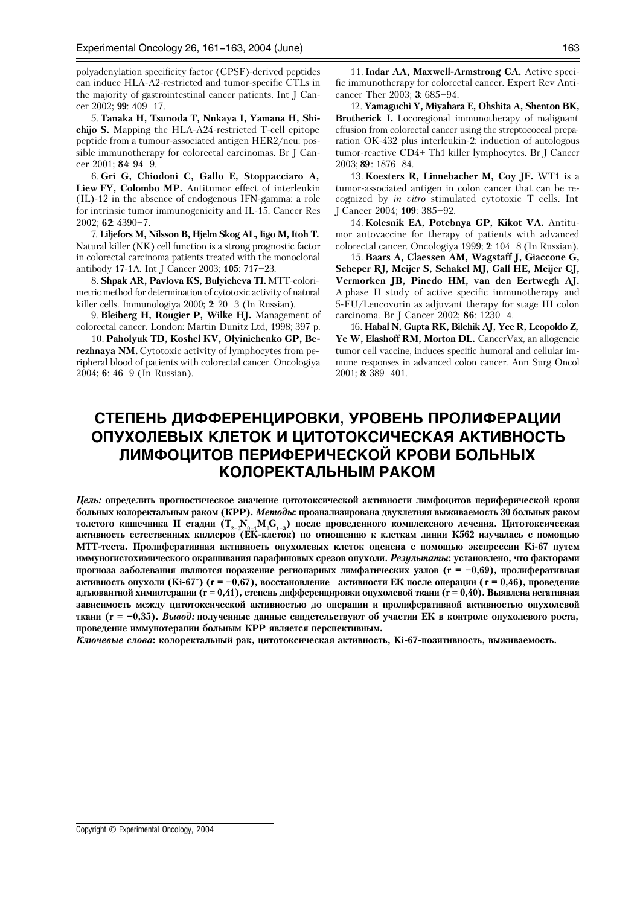polyadenylation specificity factor (CPSF)-derived peptides can induce HLA-A2-restricted and tumor-specific CTLs in the majority of gastrointestinal cancer patients. Int J Cancer 2002; **99**: 409–17.

5. **Tanaka H, Tsunoda T, Nukaya I, Yamana H, Shichijo S.** Mapping the HLA-A24-restricted T-cell epitope peptide from a tumour-associated antigen HER2/neu: possible immunotherapy for colorectal carcinomas. Br J Cancer 2001; **84**: 94–9.

6. **Gri G, Chiodoni C, Gallo E, Stoppacciaro A, Liew FY, Colombo MP.** Antitumor effect of interleukin (IL)-12 in the absence of endogenous IFN-gamma: a role for intrinsic tumor immunogenicity and IL-15. Cancer Res 2002; **62**: 4390–7.

7. **Liljefors M, Nilsson B, Hjelm Skog AL, Iigo M, Itoh T.** Natural killer (NK) cell function is a strong prognostic factor in colorectal carcinoma patients treated with the monoclonal antibody 17-1A. Int J Cancer 2003; **105**: 717–23.

8. **Shpak AR, Pavlova KS, Bulyicheva TI.** MTT-colorimetric method for determination of cytotoxic activity of natural killer cells. Immunologiya 2000; **2**: 20–3 (In Russian).

9. **Bleiberg H, Rougier P, Wilke HJ.** Management of colorectal cancer. London: Martin Dunitz Ltd, 1998; 397 p.

10. **Paholyuk TD, Koshel KV, Olyinichenko GP, Berezhnaya NM.** Cytotoxic activity of lymphocytes from peripheral blood of patients with colorectal cancer. Oncologiya 2004; **6**: 46–9 (In Russian).

11. **Indar AA, Maxwell-Armstrong CA.** Active specific immunotherapy for colorectal cancer. Expert Rev Anticancer Ther 2003; **3**: 685–94.

12. **Yamaguchi Y, Miyahara E, Ohshita A, Shenton BK, Brotherick I.** Locoregional immunotherapy of malignant effusion from colorectal cancer using the streptococcal preparation OK-432 plus interleukin-2: induction of autologous tumor-reactive CD4+ Th1 killer lymphocytes. Br J Cancer 2003; **89**: 1876–84.

13. **Koesters R, Linnebacher M, Coy JF.** WT1 is a tumor-associated antigen in colon cancer that can be recognized by *in vitro* stimulated cytotoxic T cells. Int J Cancer 2004; **109**: 385–92.

14. **Kolesnik EA, Potebnya GP, Kikot VA.** Antitumor autovaccine for therapy of patients with advanced colorectal cancer. Oncologiya 1999; **2**: 104–8 (In Russian).

15. **Baars A, Claessen AM, Wagstaff J, Giaccone G, Scheper RJ, Meijer S, Schakel MJ, Gall HE, Meijer CJ, Vermorken JB, Pinedo HM, van den Eertwegh AJ.** A phase II study of active specific immunotherapy and 5-FU/Leucovorin as adjuvant therapy for stage III colon carcinoma. Br J Cancer 2002; **86**: 1230–4.

16. **Habal N, Gupta RK, Bilchik AJ, Yee R, Leopoldo Z, Ye W, Elashoff RM, Morton DL.** CancerVax, an allogeneic tumor cell vaccine, induces specific humoral and cellular immune responses in advanced colon cancer. Ann Surg Oncol 2001; **8**: 389–401.

# СТЕПЕНЬ ДИФФЕРЕНЦИРОВКИ, УРОВЕНЬ ПРОЛИФЕРАЦИИ ОПУХОЛЕВЫХ КЛЕТОК И ЦИТОТОКСИЧЕСКАЯ АКТИВНОСТЬ ЛИМФОЦИТОВ ПЕРИФЕРИЧЕСКОЙ КРОВИ БОЛЬНЫХ КОЛОРЕКТАЛЬНЫМ РАКОМ

***Цель:*** **определить прогностическое значение цитотоксической активности лимфоцитов периферической крови больных колоректальным раком (КРР).** ***Методы:*** **проанализирована двухлетняя выживаемость 30 больных раком толстого кишечника II стадии ($T_{2-3}N_{0-1}M_0G_{1-3}$) после проведенного комплексного лечения. Цитотоксическая активность естественных киллеров (ЕК-клеток) по отношению к клеткам линии К562 изучалась с помощью МТТ-теста. Пролиферативная активность опухолевых клеток оценена с помощью экспрессии Ki-67 путем иммуногистохимического окрашивания парафиновых срезов опухоли.** ***Результаты:*** **установлено, что факторами прогноза заболевания являются поражение регионарных лимфатических узлов (r = −0,69), пролиферативная активность опухоли (Ki-67[+]) (r = −0,67), восстановление активности ЕК после операции (r = 0,46), проведение адъювантной химиотерапии (r = 0,41), степень дифференцировки опухолевой ткани (r = 0,40). Выявлена негативная зависимость между цитотоксической активностью до операции и пролиферативной активностью опухолевой ткани (r = −0,35).** ***Вывод:*** **полученные данные свидетельствуют об участии ЕК в контроле опухолевого роста, проведение иммунотерапии больным КРР является перспективным.**

***Ключевые слова*****: колоректальный рак, цитотоксическая активность, Ki-67-позитивность, выживаемость.**